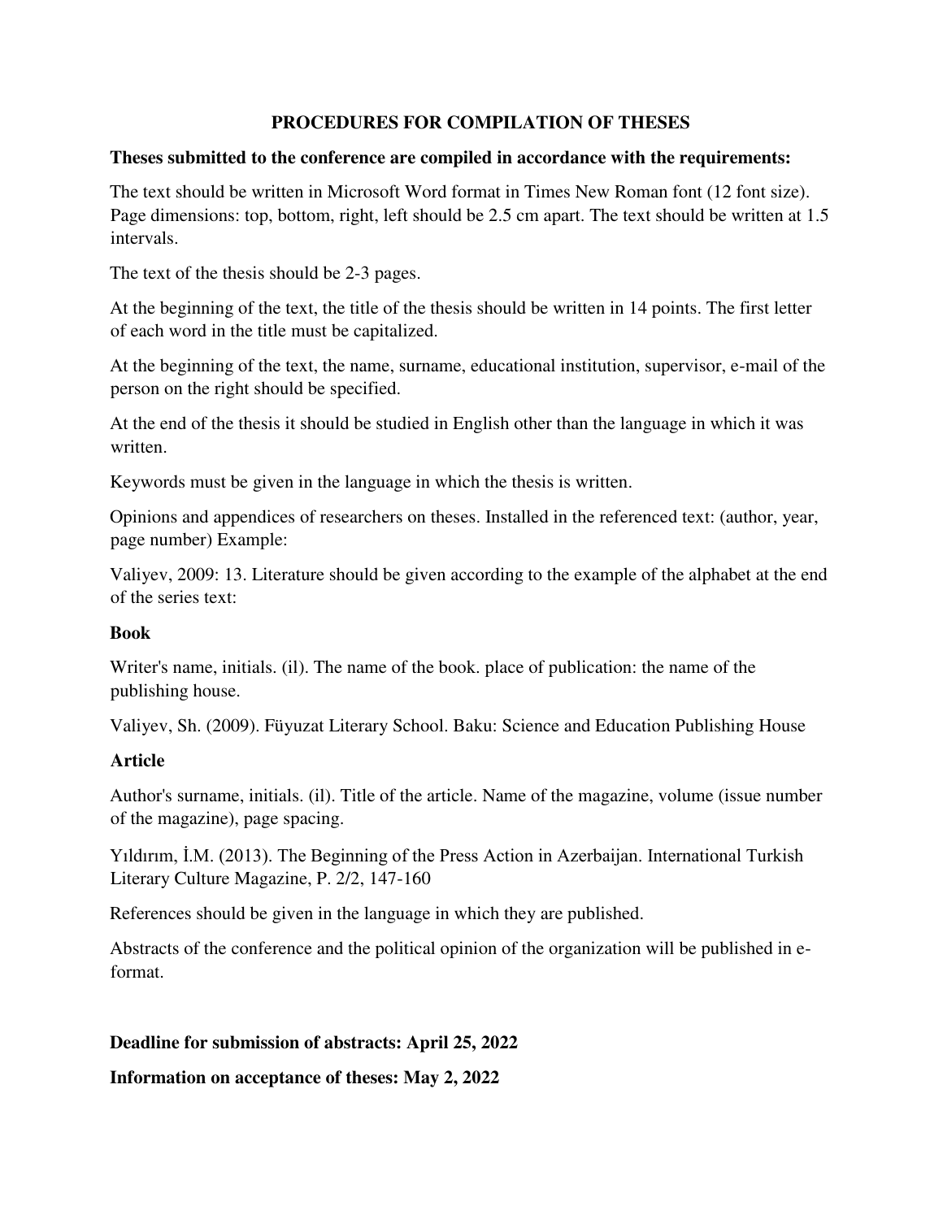# PROCEDURES FOR COMPILATION OF THESES

**Theses submitted to the conference are compiled in accordance with the requirements:**

The text should be written in Microsoft Word format in Times New Roman font (12 font size). Page dimensions: top, bottom, right, left should be 2.5 cm apart. The text should be written at 1.5 intervals.

The text of the thesis should be 2-3 pages.

At the beginning of the text, the title of the thesis should be written in 14 points. The first letter of each word in the title must be capitalized.

At the beginning of the text, the name, surname, educational institution, supervisor, e-mail of the person on the right should be specified.

At the end of the thesis it should be studied in English other than the language in which it was written.

Keywords must be given in the language in which the thesis is written.

Opinions and appendices of researchers on theses. Installed in the referenced text: (author, year, page number) Example:

Valiyev, 2009: 13. Literature should be given according to the example of the alphabet at the end of the series text:

**Book**

Writer's name, initials. (il). The name of the book. place of publication: the name of the publishing house.

Valiyev, Sh. (2009). Füyuzat Literary School. Baku: Science and Education Publishing House

**Article**

Author's surname, initials. (il). Title of the article. Name of the magazine, volume (issue number of the magazine), page spacing.

Yıldırım, İ.M. (2013). The Beginning of the Press Action in Azerbaijan. International Turkish Literary Culture Magazine, P. 2/2, 147-160

References should be given in the language in which they are published.

Abstracts of the conference and the political opinion of the organization will be published in e-format.

**Deadline for submission of abstracts: April 25, 2022**

**Information on acceptance of theses: May 2, 2022**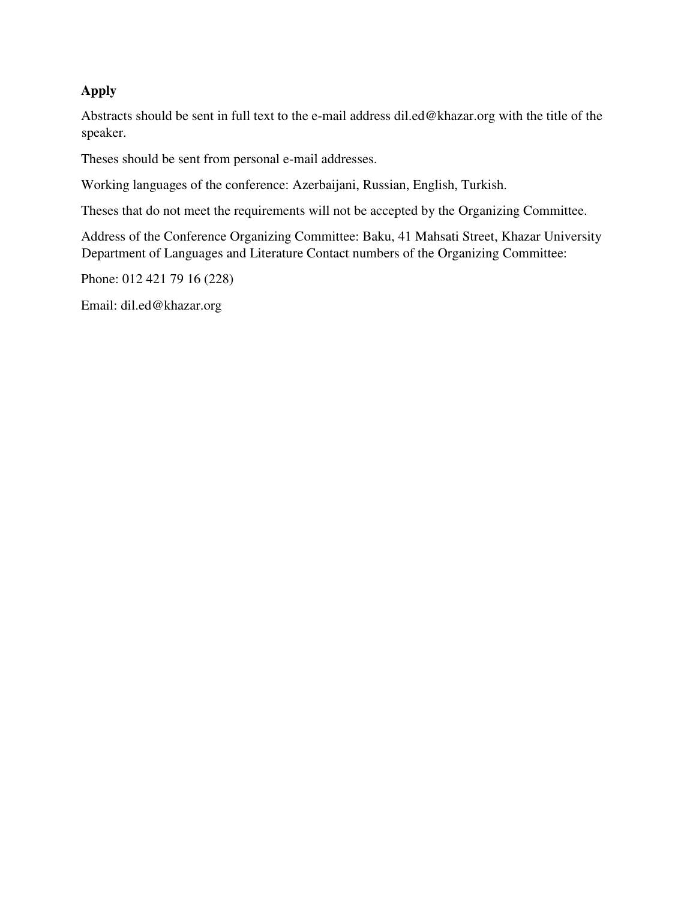**Apply**

Abstracts should be sent in full text to the e-mail address dil.ed@khazar.org with the title of the speaker.

Theses should be sent from personal e-mail addresses.

Working languages of the conference: Azerbaijani, Russian, English, Turkish.

Theses that do not meet the requirements will not be accepted by the Organizing Committee.

Address of the Conference Organizing Committee: Baku, 41 Mahsati Street, Khazar University Department of Languages and Literature Contact numbers of the Organizing Committee:

Phone: 012 421 79 16 (228)

Email: dil.ed@khazar.org